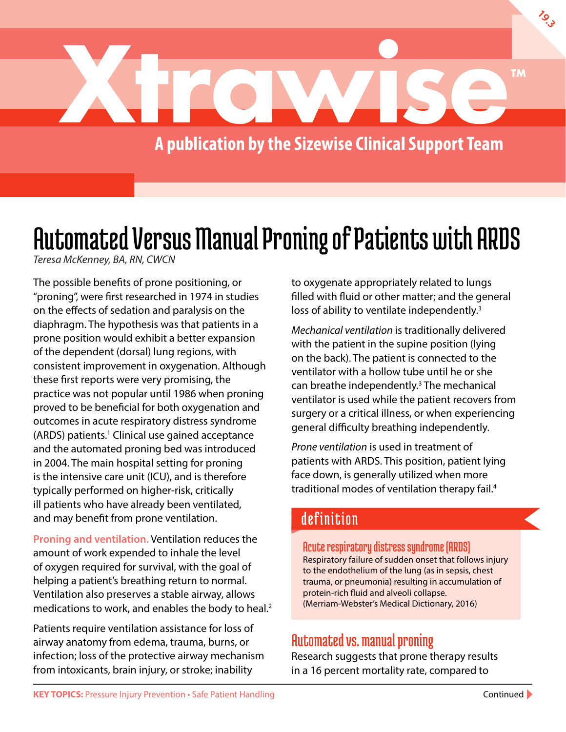# Xtrawise™

A publication by the Sizewise Clinical Support Team

19.3

# Automated Versus Manual Proning of Patients with ARDS

*Teresa McKenney, BA, RN, CWCN*

The possible benefits of prone positioning, or "proning", were first researched in 1974 in studies on the effects of sedation and paralysis on the diaphragm. The hypothesis was that patients in a prone position would exhibit a better expansion of the dependent (dorsal) lung regions, with consistent improvement in oxygenation. Although these first reports were very promising, the practice was not popular until 1986 when proning proved to be beneficial for both oxygenation and outcomes in acute respiratory distress syndrome (ARDS) patients.[1] Clinical use gained acceptance and the automated proning bed was introduced in 2004. The main hospital setting for proning is the intensive care unit (ICU), and is therefore typically performed on higher-risk, critically ill patients who have already been ventilated, and may benefit from prone ventilation.

**Proning and ventilation.** Ventilation reduces the amount of work expended to inhale the level of oxygen required for survival, with the goal of helping a patient's breathing return to normal. Ventilation also preserves a stable airway, allows medications to work, and enables the body to heal.[2]

Patients require ventilation assistance for loss of airway anatomy from edema, trauma, burns, or infection; loss of the protective airway mechanism from intoxicants, brain injury, or stroke; inability to oxygenate appropriately related to lungs filled with fluid or other matter; and the general loss of ability to ventilate independently.[3]

*Mechanical ventilation* is traditionally delivered with the patient in the supine position (lying on the back). The patient is connected to the ventilator with a hollow tube until he or she can breathe independently.[3] The mechanical ventilator is used while the patient recovers from surgery or a critical illness, or when experiencing general difficulty breathing independently.

*Prone ventilation* is used in treatment of patients with ARDS. This position, patient lying face down, is generally utilized when more traditional modes of ventilation therapy fail.[4]

## definition

### Acute respiratory distress syndrome (ARDS)

Respiratory failure of sudden onset that follows injury to the endothelium of the lung (as in sepsis, chest trauma, or pneumonia) resulting in accumulation of protein-rich fluid and alveoli collapse.
(Merriam-Webster's Medical Dictionary, 2016)

## Automated vs. manual proning

Research suggests that prone therapy results in a 16 percent mortality rate, compared to

KEY TOPICS: Pressure Injury Prevention • Safe Patient Handling

Continued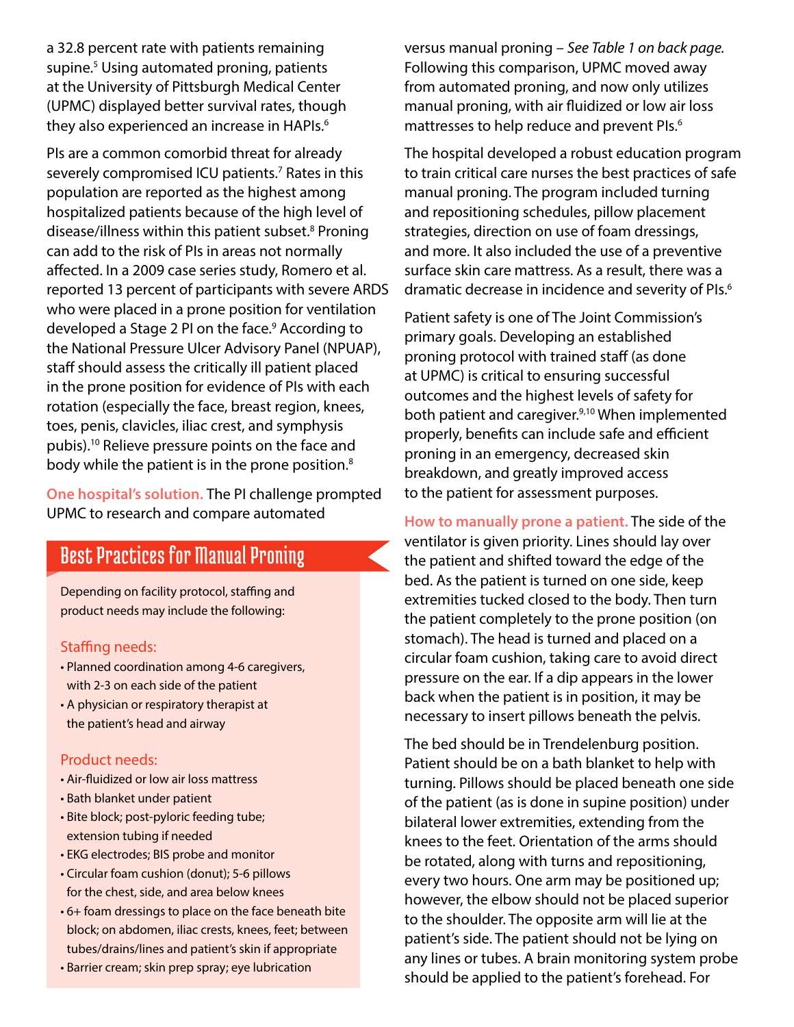a 32.8 percent rate with patients remaining supine.[5] Using automated proning, patients at the University of Pittsburgh Medical Center (UPMC) displayed better survival rates, though they also experienced an increase in HAPIs.[6]

PIs are a common comorbid threat for already severely compromised ICU patients.[7] Rates in this population are reported as the highest among hospitalized patients because of the high level of disease/illness within this patient subset.[8] Proning can add to the risk of PIs in areas not normally affected. In a 2009 case series study, Romero et al. reported 13 percent of participants with severe ARDS who were placed in a prone position for ventilation developed a Stage 2 PI on the face.[9] According to the National Pressure Ulcer Advisory Panel (NPUAP), staff should assess the critically ill patient placed in the prone position for evidence of PIs with each rotation (especially the face, breast region, knees, toes, penis, clavicles, iliac crest, and symphysis pubis).[10] Relieve pressure points on the face and body while the patient is in the prone position.[8]

**One hospital's solution.** The PI challenge prompted UPMC to research and compare automated versus manual proning – *See Table 1 on back page.* Following this comparison, UPMC moved away from automated proning, and now only utilizes manual proning, with air fluidized or low air loss mattresses to help reduce and prevent PIs.[6]

The hospital developed a robust education program to train critical care nurses the best practices of safe manual proning. The program included turning and repositioning schedules, pillow placement strategies, direction on use of foam dressings, and more. It also included the use of a preventive surface skin care mattress. As a result, there was a dramatic decrease in incidence and severity of PIs.[6]

Patient safety is one of The Joint Commission's primary goals. Developing an established proning protocol with trained staff (as done at UPMC) is critical to ensuring successful outcomes and the highest levels of safety for both patient and caregiver.[9,10] When implemented properly, benefits can include safe and efficient proning in an emergency, decreased skin breakdown, and greatly improved access to the patient for assessment purposes.

**How to manually prone a patient.** The side of the ventilator is given priority. Lines should lay over the patient and shifted toward the edge of the bed. As the patient is turned on one side, keep extremities tucked closed to the body. Then turn the patient completely to the prone position (on stomach). The head is turned and placed on a circular foam cushion, taking care to avoid direct pressure on the ear. If a dip appears in the lower back when the patient is in position, it may be necessary to insert pillows beneath the pelvis.

The bed should be in Trendelenburg position. Patient should be on a bath blanket to help with turning. Pillows should be placed beneath one side of the patient (as is done in supine position) under bilateral lower extremities, extending from the knees to the feet. Orientation of the arms should be rotated, along with turns and repositioning, every two hours. One arm may be positioned up; however, the elbow should not be placed superior to the shoulder. The opposite arm will lie at the patient's side. The patient should not be lying on any lines or tubes. A brain monitoring system probe should be applied to the patient's forehead. For

## Best Practices for Manual Proning

Depending on facility protocol, staffing and product needs may include the following:

### Staffing needs:

- Planned coordination among 4-6 caregivers, with 2-3 on each side of the patient
- A physician or respiratory therapist at the patient's head and airway

### Product needs:

- Air-fluidized or low air loss mattress
- Bath blanket under patient
- Bite block; post-pyloric feeding tube; extension tubing if needed
- EKG electrodes; BIS probe and monitor
- Circular foam cushion (donut); 5-6 pillows for the chest, side, and area below knees
- 6+ foam dressings to place on the face beneath bite block; on abdomen, iliac crests, knees, feet; between tubes/drains/lines and patient's skin if appropriate
- Barrier cream; skin prep spray; eye lubrication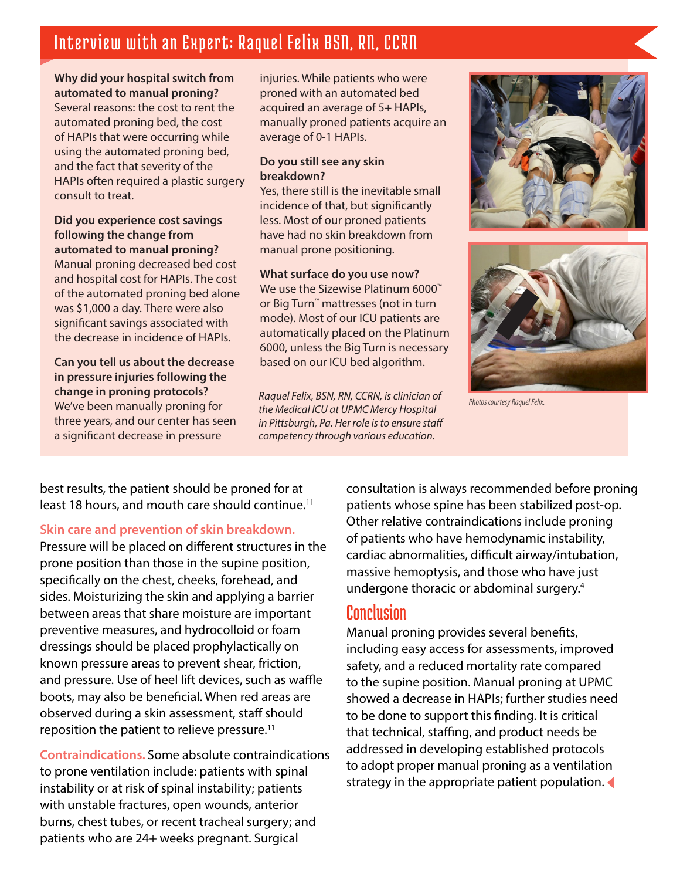## Interview with an Expert: Raquel Felix BSN, RN, CCRN

**Why did your hospital switch from automated to manual proning?**
Several reasons: the cost to rent the automated proning bed, the cost of HAPIs that were occurring while using the automated proning bed, and the fact that severity of the HAPIs often required a plastic surgery consult to treat.

**Did you experience cost savings following the change from automated to manual proning?**
Manual proning decreased bed cost and hospital cost for HAPIs. The cost of the automated proning bed alone was $1,000 a day. There were also significant savings associated with the decrease in incidence of HAPIs.

**Can you tell us about the decrease in pressure injuries following the change in proning protocols?**
We've been manually proning for three years, and our center has seen a significant decrease in pressure injuries. While patients who were proned with an automated bed acquired an average of 5+ HAPIs, manually proned patients acquire an average of 0-1 HAPIs.

**Do you still see any skin breakdown?**
Yes, there still is the inevitable small incidence of that, but significantly less. Most of our proned patients have had no skin breakdown from manual prone positioning.

**What surface do you use now?**
We use the Sizewise Platinum 6000™ or Big Turn™ mattresses (not in turn mode). Most of our ICU patients are automatically placed on the Platinum 6000, unless the Big Turn is necessary based on our ICU bed algorithm.

*Raquel Felix, BSN, RN, CCRN, is clinician of the Medical ICU at UPMC Mercy Hospital in Pittsburgh, Pa. Her role is to ensure staff competency through various education.*

*Photos courtesy Raquel Felix.*

best results, the patient should be proned for at least 18 hours, and mouth care should continue.[11]

**Skin care and prevention of skin breakdown.** Pressure will be placed on different structures in the prone position than those in the supine position, specifically on the chest, cheeks, forehead, and sides. Moisturizing the skin and applying a barrier between areas that share moisture are important preventive measures, and hydrocolloid or foam dressings should be placed prophylactically on known pressure areas to prevent shear, friction, and pressure. Use of heel lift devices, such as waffle boots, may also be beneficial. When red areas are observed during a skin assessment, staff should reposition the patient to relieve pressure.[11]

**Contraindications.** Some absolute contraindications to prone ventilation include: patients with spinal instability or at risk of spinal instability; patients with unstable fractures, open wounds, anterior burns, chest tubes, or recent tracheal surgery; and patients who are 24+ weeks pregnant. Surgical consultation is always recommended before proning patients whose spine has been stabilized post-op. Other relative contraindications include proning of patients who have hemodynamic instability, cardiac abnormalities, difficult airway/intubation, massive hemoptysis, and those who have just undergone thoracic or abdominal surgery.[4]

## Conclusion

Manual proning provides several benefits, including easy access for assessments, improved safety, and a reduced mortality rate compared to the supine position. Manual proning at UPMC showed a decrease in HAPIs; further studies need to be done to support this finding. It is critical that technical, staffing, and product needs be addressed in developing established protocols to adopt proper manual proning as a ventilation strategy in the appropriate patient population.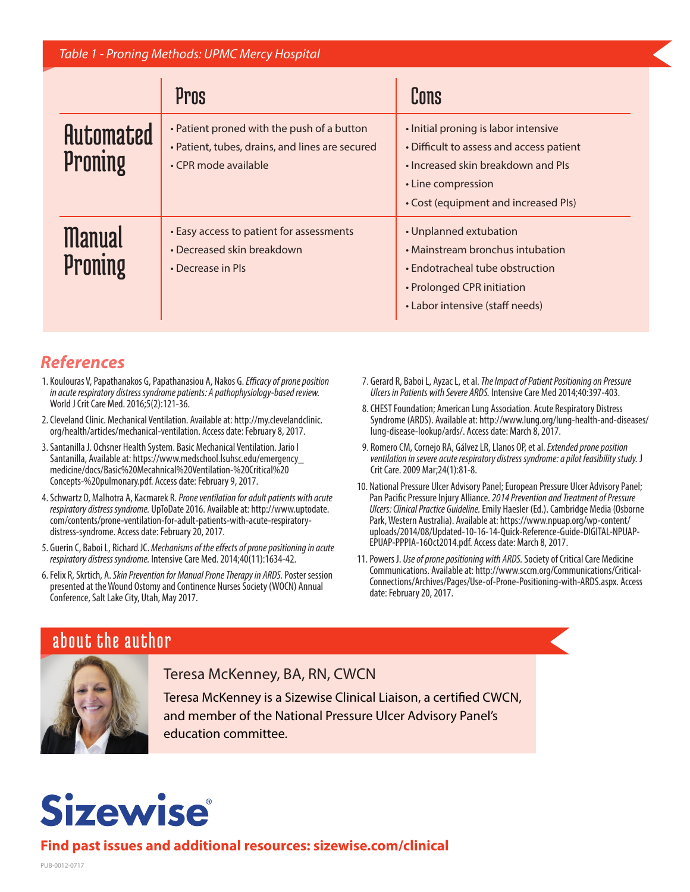*Table 1 - Proning Methods: UPMC Mercy Hospital*

| | Pros | Cons |
|---|---|---|
| **Automated Proning** | • Patient proned with the push of a button<br>• Patient, tubes, drains, and lines are secured<br>• CPR mode available | • Initial proning is labor intensive<br>• Difficult to assess and access patient<br>• Increased skin breakdown and PIs<br>• Line compression<br>• Cost (equipment and increased PIs) |
| **Manual Proning** | • Easy access to patient for assessments<br>• Decreased skin breakdown<br>• Decrease in PIs | • Unplanned extubation<br>• Mainstream bronchus intubation<br>• Endotracheal tube obstruction<br>• Prolonged CPR initiation<br>• Labor intensive (staff needs) |

## References

1. Koulouras V, Papathanakos G, Papathanasiou A, Nakos G. *Efficacy of prone position in acute respiratory distress syndrome patients: A pathophysiology-based review.* World J Crit Care Med. 2016;5(2):121-36.
2. Cleveland Clinic. Mechanical Ventilation. Available at: http://my.clevelandclinic.org/health/articles/mechanical-ventilation. Access date: February 8, 2017.
3. Santanilla J. Ochsner Health System. Basic Mechanical Ventilation. Jario I Santanilla, Available at: https://www.medschool.lsuhsc.edu/emergency_medicine/docs/Basic%20Mecahnical%20Ventilation-%20Critical%20Concepts-%20pulmonary.pdf. Access date: February 9, 2017.
4. Schwartz D, Malhotra A, Kacmarek R. *Prone ventilation for adult patients with acute respiratory distress syndrome.* UpToDate 2016. Available at: http://www.uptodate.com/contents/prone-ventilation-for-adult-patients-with-acute-respiratory-distress-syndrome. Access date: February 20, 2017.
5. Guerin C, Baboi L, Richard JC. *Mechanisms of the effects of prone positioning in acute respiratory distress syndrome.* Intensive Care Med. 2014;40(11):1634-42.
6. Felix R, Skrtich, A. *Skin Prevention for Manual Prone Therapy in ARDS.* Poster session presented at the Wound Ostomy and Continence Nurses Society (WOCN) Annual Conference, Salt Lake City, Utah, May 2017.
7. Gerard R, Baboi L, Ayzac L, et al. *The Impact of Patient Positioning on Pressure Ulcers in Patients with Severe ARDS.* Intensive Care Med 2014;40:397-403.
8. CHEST Foundation; American Lung Association. Acute Respiratory Distress Syndrome (ARDS). Available at: http://www.lung.org/lung-health-and-diseases/lung-disease-lookup/ards/. Access date: March 8, 2017.
9. Romero CM, Cornejo RA, Gálvez LR, Llanos OP, et al. *Extended prone position ventilation in severe acute respiratory distress syndrome: a pilot feasibility study.* J Crit Care. 2009 Mar;24(1):81-8.
10. National Pressure Ulcer Advisory Panel; European Pressure Ulcer Advisory Panel; Pan Pacific Pressure Injury Alliance. *2014 Prevention and Treatment of Pressure Ulcers: Clinical Practice Guideline.* Emily Haesler (Ed.). Cambridge Media (Osborne Park, Western Australia). Available at: https://www.npuap.org/wp-content/uploads/2014/08/Updated-10-16-14-Quick-Reference-Guide-DIGITAL-NPUAP-EPUAP-PPPIA-16Oct2014.pdf. Access date: March 8, 2017.
11. Powers J. *Use of prone positioning with ARDS.* Society of Critical Care Medicine Communications. Available at: http://www.sccm.org/Communications/Critical-Connections/Archives/Pages/Use-of-Prone-Positioning-with-ARDS.aspx. Access date: February 20, 2017.

## about the author

### Teresa McKenney, BA, RN, CWCN

Teresa McKenney is a Sizewise Clinical Liaison, a certified CWCN, and member of the National Pressure Ulcer Advisory Panel's education committee.

**Sizewise®**

**Find past issues and additional resources: sizewise.com/clinical**

PUB-0012-0717